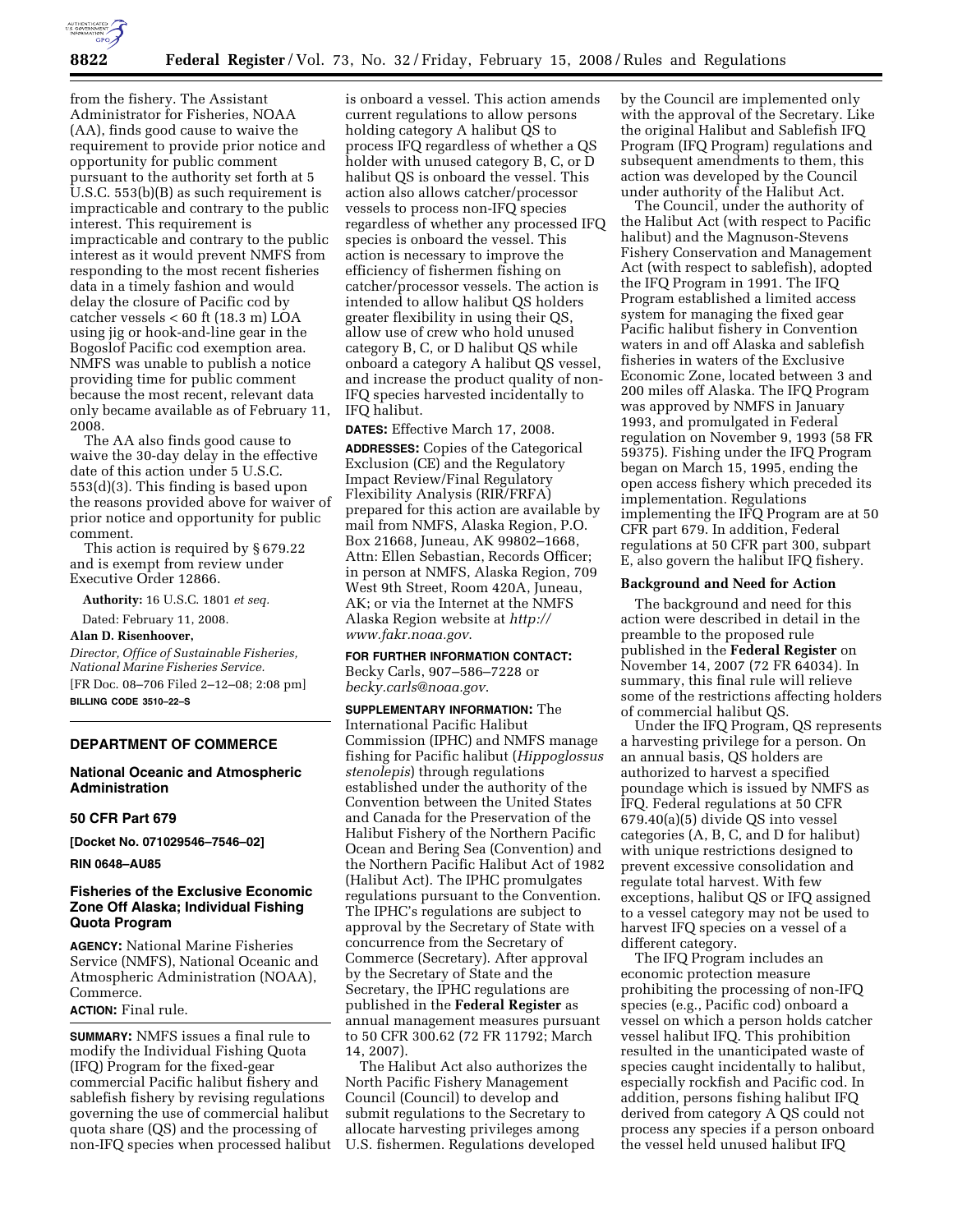from the fishery. The Assistant Administrator for Fisheries, NOAA (AA), finds good cause to waive the requirement to provide prior notice and opportunity for public comment pursuant to the authority set forth at 5 U.S.C. 553(b)(B) as such requirement is impracticable and contrary to the public interest. This requirement is impracticable and contrary to the public interest as it would prevent NMFS from responding to the most recent fisheries data in a timely fashion and would delay the closure of Pacific cod by catcher vessels < 60 ft (18.3 m) LOA using jig or hook-and-line gear in the Bogoslof Pacific cod exemption area. NMFS was unable to publish a notice providing time for public comment because the most recent, relevant data only became available as of February 11, 2008.

The AA also finds good cause to waive the 30-day delay in the effective date of this action under 5 U.S.C. 553(d)(3). This finding is based upon the reasons provided above for waiver of prior notice and opportunity for public comment.

This action is required by § 679.22 and is exempt from review under Executive Order 12866.

**Authority:** 16 U.S.C. 1801 *et seq.*

Dated: February 11, 2008.

**Alan D. Risenhoover,**

*Director, Office of Sustainable Fisheries, National Marine Fisheries Service.*

[FR Doc. 08–706 Filed 2–12–08; 2:08 pm]

**BILLING CODE 3510–22–S**

---

**DEPARTMENT OF COMMERCE**

**National Oceanic and Atmospheric Administration**

**50 CFR Part 679**

**[Docket No. 071029546–7546–02]**

**RIN 0648–AU85**

## Fisheries of the Exclusive Economic Zone Off Alaska; Individual Fishing Quota Program

**AGENCY:** National Marine Fisheries Service (NMFS), National Oceanic and Atmospheric Administration (NOAA), Commerce.

**ACTION:** Final rule.

**SUMMARY:** NMFS issues a final rule to modify the Individual Fishing Quota (IFQ) Program for the fixed-gear commercial Pacific halibut fishery and sablefish fishery by revising regulations governing the use of commercial halibut quota share (QS) and the processing of non-IFQ species when processed halibut is onboard a vessel. This action amends current regulations to allow persons holding category A halibut QS to process IFQ regardless of whether a QS holder with unused category B, C, or D halibut QS is onboard the vessel. This action also allows catcher/processor vessels to process non-IFQ species regardless of whether any processed IFQ species is onboard the vessel. This action is necessary to improve the efficiency of fishermen fishing on catcher/processor vessels. The action is intended to allow halibut QS holders greater flexibility in using their QS, allow use of crew who hold unused category B, C, or D halibut QS while onboard a category A halibut QS vessel, and increase the product quality of non-IFQ species harvested incidentally to IFQ halibut.

**DATES:** Effective March 17, 2008.

**ADDRESSES:** Copies of the Categorical Exclusion (CE) and the Regulatory Impact Review/Final Regulatory Flexibility Analysis (RIR/FRFA) prepared for this action are available by mail from NMFS, Alaska Region, P.O. Box 21668, Juneau, AK 99802–1668, Attn: Ellen Sebastian, Records Officer; in person at NMFS, Alaska Region, 709 West 9th Street, Room 420A, Juneau, AK; or via the Internet at the NMFS Alaska Region website at *http://www.fakr.noaa.gov*.

**FOR FURTHER INFORMATION CONTACT:** Becky Carls, 907–586–7228 or *becky.carls@noaa.gov*.

**SUPPLEMENTARY INFORMATION:** The International Pacific Halibut Commission (IPHC) and NMFS manage fishing for Pacific halibut (*Hippoglossus stenolepis*) through regulations established under the authority of the Convention between the United States and Canada for the Preservation of the Halibut Fishery of the Northern Pacific Ocean and Bering Sea (Convention) and the Northern Pacific Halibut Act of 1982 (Halibut Act). The IPHC promulgates regulations pursuant to the Convention. The IPHC's regulations are subject to approval by the Secretary of State with concurrence from the Secretary of Commerce (Secretary). After approval by the Secretary of State and the Secretary, the IPHC regulations are published in the **Federal Register** as annual management measures pursuant to 50 CFR 300.62 (72 FR 11792; March 14, 2007).

The Halibut Act also authorizes the North Pacific Fishery Management Council (Council) to develop and submit regulations to the Secretary to allocate harvesting privileges among U.S. fishermen. Regulations developed by the Council are implemented only with the approval of the Secretary. Like the original Halibut and Sablefish IFQ Program (IFQ Program) regulations and subsequent amendments to them, this action was developed by the Council under authority of the Halibut Act.

The Council, under the authority of the Halibut Act (with respect to Pacific halibut) and the Magnuson-Stevens Fishery Conservation and Management Act (with respect to sablefish), adopted the IFQ Program in 1991. The IFQ Program established a limited access system for managing the fixed gear Pacific halibut fishery in Convention waters in and off Alaska and sablefish fisheries in waters of the Exclusive Economic Zone, located between 3 and 200 miles off Alaska. The IFQ Program was approved by NMFS in January 1993, and promulgated in Federal regulation on November 9, 1993 (58 FR 59375). Fishing under the IFQ Program began on March 15, 1995, ending the open access fishery which preceded its implementation. Regulations implementing the IFQ Program are at 50 CFR part 679. In addition, Federal regulations at 50 CFR part 300, subpart E, also govern the halibut IFQ fishery.

### Background and Need for Action

The background and need for this action were described in detail in the preamble to the proposed rule published in the **Federal Register** on November 14, 2007 (72 FR 64034). In summary, this final rule will relieve some of the restrictions affecting holders of commercial halibut QS.

Under the IFQ Program, QS represents a harvesting privilege for a person. On an annual basis, QS holders are authorized to harvest a specified poundage which is issued by NMFS as IFQ. Federal regulations at 50 CFR 679.40(a)(5) divide QS into vessel categories (A, B, C, and D for halibut) with unique restrictions designed to prevent excessive consolidation and regulate total harvest. With few exceptions, halibut QS or IFQ assigned to a vessel category may not be used to harvest IFQ species on a vessel of a different category.

The IFQ Program includes an economic protection measure prohibiting the processing of non-IFQ species (e.g., Pacific cod) onboard a vessel on which a person holds catcher vessel halibut IFQ. This prohibition resulted in the unanticipated waste of species caught incidentally to halibut, especially rockfish and Pacific cod. In addition, persons fishing halibut IFQ derived from category A QS could not process any species if a person onboard the vessel held unused halibut IFQ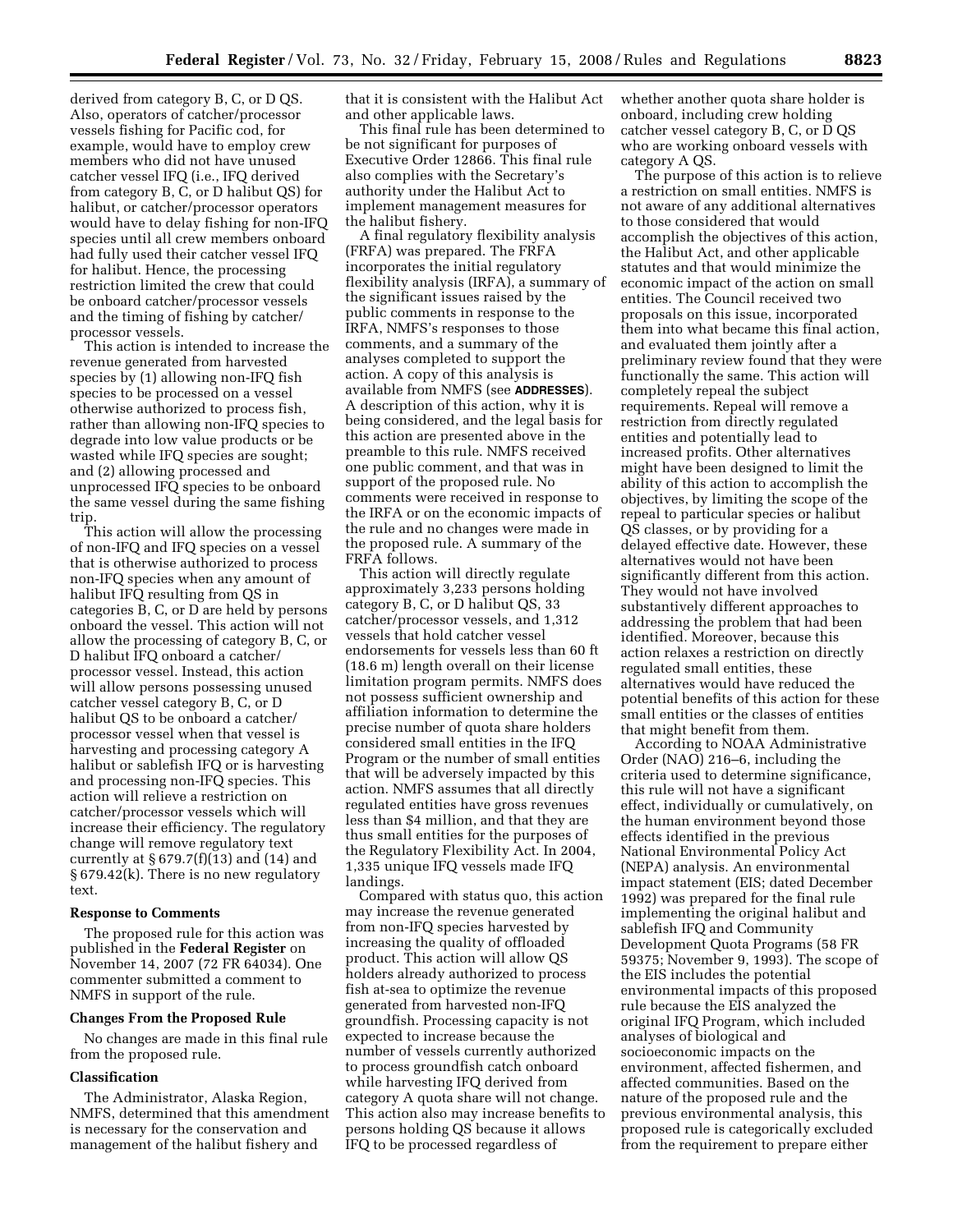derived from category B, C, or D QS. Also, operators of catcher/processor vessels fishing for Pacific cod, for example, would have to employ crew members who did not have unused catcher vessel IFQ (i.e., IFQ derived from category B, C, or D halibut QS) for halibut, or catcher/processor operators would have to delay fishing for non-IFQ species until all crew members onboard had fully used their catcher vessel IFQ for halibut. Hence, the processing restriction limited the crew that could be onboard catcher/processor vessels and the timing of fishing by catcher/processor vessels.

This action is intended to increase the revenue generated from harvested species by (1) allowing non-IFQ fish species to be processed on a vessel otherwise authorized to process fish, rather than allowing non-IFQ species to degrade into low value products or be wasted while IFQ species are sought; and (2) allowing processed and unprocessed IFQ species to be onboard the same vessel during the same fishing trip.

This action will allow the processing of non-IFQ and IFQ species on a vessel that is otherwise authorized to process non-IFQ species when any amount of halibut IFQ resulting from QS in categories B, C, or D are held by persons onboard the vessel. This action will not allow the processing of category B, C, or D halibut IFQ onboard a catcher/processor vessel. Instead, this action will allow persons possessing unused catcher vessel category B, C, or D halibut QS to be onboard a catcher/processor vessel when that vessel is harvesting and processing category A halibut or sablefish IFQ or is harvesting and processing non-IFQ species. This action will relieve a restriction on catcher/processor vessels which will increase their efficiency. The regulatory change will remove regulatory text currently at § 679.7(f)(13) and (14) and § 679.42(k). There is no new regulatory text.

### Response to Comments

The proposed rule for this action was published in the **Federal Register** on November 14, 2007 (72 FR 64034). One commenter submitted a comment to NMFS in support of the rule.

### Changes From the Proposed Rule

No changes are made in this final rule from the proposed rule.

### Classification

The Administrator, Alaska Region, NMFS, determined that this amendment is necessary for the conservation and management of the halibut fishery and that it is consistent with the Halibut Act and other applicable laws.

This final rule has been determined to be not significant for purposes of Executive Order 12866. This final rule also complies with the Secretary's authority under the Halibut Act to implement management measures for the halibut fishery.

A final regulatory flexibility analysis (FRFA) was prepared. The FRFA incorporates the initial regulatory flexibility analysis (IRFA), a summary of the significant issues raised by the public comments in response to the IRFA, NMFS's responses to those comments, and a summary of the analyses completed to support the action. A copy of this analysis is available from NMFS (see **ADDRESSES**). A description of this action, why it is being considered, and the legal basis for this action are presented above in the preamble to this rule. NMFS received one public comment, and that was in support of the proposed rule. No comments were received in response to the IRFA or on the economic impacts of the rule and no changes were made in the proposed rule. A summary of the FRFA follows.

This action will directly regulate approximately 3,233 persons holding category B, C, or D halibut QS, 33 catcher/processor vessels, and 1,312 vessels that hold catcher vessel endorsements for vessels less than 60 ft (18.6 m) length overall on their license limitation program permits. NMFS does not possess sufficient ownership and affiliation information to determine the precise number of quota share holders considered small entities in the IFQ Program or the number of small entities that will be adversely impacted by this action. NMFS assumes that all directly regulated entities have gross revenues less than $4 million, and that they are thus small entities for the purposes of the Regulatory Flexibility Act. In 2004, 1,335 unique IFQ vessels made IFQ landings.

Compared with status quo, this action may increase the revenue generated from non-IFQ species harvested by increasing the quality of offloaded product. This action will allow QS holders already authorized to process fish at-sea to optimize the revenue generated from harvested non-IFQ groundfish. Processing capacity is not expected to increase because the number of vessels currently authorized to process groundfish catch onboard while harvesting IFQ derived from category A quota share will not change. This action also may increase benefits to persons holding QS because it allows IFQ to be processed regardless of whether another quota share holder is onboard, including crew holding catcher vessel category B, C, or D QS who are working onboard vessels with category A QS.

The purpose of this action is to relieve a restriction on small entities. NMFS is not aware of any additional alternatives to those considered that would accomplish the objectives of this action, the Halibut Act, and other applicable statutes and that would minimize the economic impact of the action on small entities. The Council received two proposals on this issue, incorporated them into what became this final action, and evaluated them jointly after a preliminary review found that they were functionally the same. This action will completely repeal the subject requirements. Repeal will remove a restriction from directly regulated entities and potentially lead to increased profits. Other alternatives might have been designed to limit the ability of this action to accomplish the objectives, by limiting the scope of the repeal to particular species or halibut QS classes, or by providing for a delayed effective date. However, these alternatives would not have been significantly different from this action. They would not have involved substantively different approaches to addressing the problem that had been identified. Moreover, because this action relaxes a restriction on directly regulated small entities, these alternatives would have reduced the potential benefits of this action for these small entities or the classes of entities that might benefit from them.

According to NOAA Administrative Order (NAO) 216–6, including the criteria used to determine significance, this rule will not have a significant effect, individually or cumulatively, on the human environment beyond those effects identified in the previous National Environmental Policy Act (NEPA) analysis. An environmental impact statement (EIS; dated December 1992) was prepared for the final rule implementing the original halibut and sablefish IFQ and Community Development Quota Programs (58 FR 59375; November 9, 1993). The scope of the EIS includes the potential environmental impacts of this proposed rule because the EIS analyzed the original IFQ Program, which included analyses of biological and socioeconomic impacts on the environment, affected fishermen, and affected communities. Based on the nature of the proposed rule and the previous environmental analysis, this proposed rule is categorically excluded from the requirement to prepare either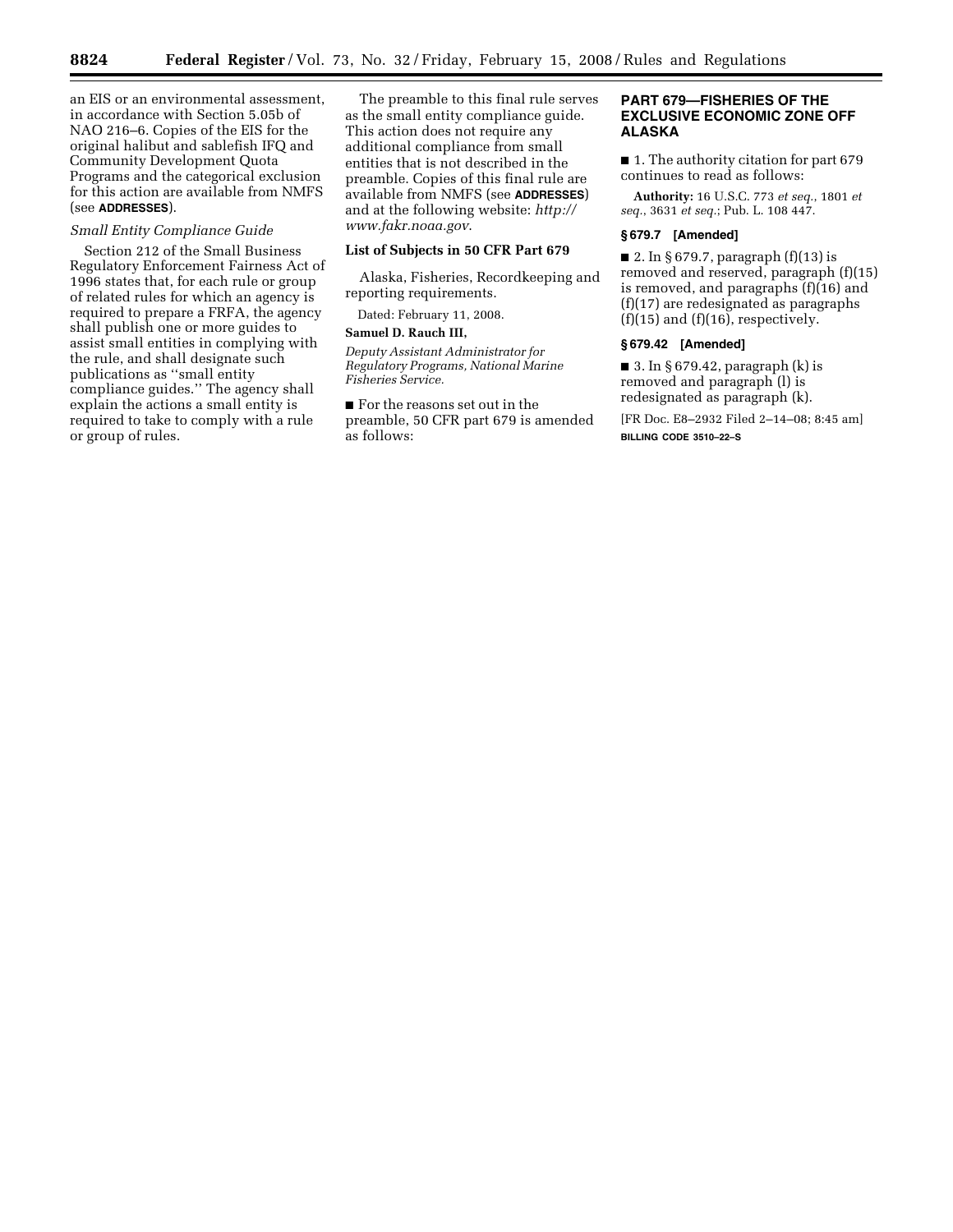an EIS or an environmental assessment, in accordance with Section 5.05b of NAO 216–6. Copies of the EIS for the original halibut and sablefish IFQ and Community Development Quota Programs and the categorical exclusion for this action are available from NMFS (see **ADDRESSES**).

*Small Entity Compliance Guide*

Section 212 of the Small Business Regulatory Enforcement Fairness Act of 1996 states that, for each rule or group of related rules for which an agency is required to prepare a FRFA, the agency shall publish one or more guides to assist small entities in complying with the rule, and shall designate such publications as ''small entity compliance guides.'' The agency shall explain the actions a small entity is required to take to comply with a rule or group of rules.

The preamble to this final rule serves as the small entity compliance guide. This action does not require any additional compliance from small entities that is not described in the preamble. Copies of this final rule are available from NMFS (see **ADDRESSES**) and at the following website: *http://www.fakr.noaa.gov*.

**List of Subjects in 50 CFR Part 679**

Alaska, Fisheries, Recordkeeping and reporting requirements.

Dated: February 11, 2008.

**Samuel D. Rauch III,**

*Deputy Assistant Administrator for Regulatory Programs, National Marine Fisheries Service.*

■ For the reasons set out in the preamble, 50 CFR part 679 is amended as follows:

## PART 679—FISHERIES OF THE EXCLUSIVE ECONOMIC ZONE OFF ALASKA

■ 1. The authority citation for part 679 continues to read as follows:

**Authority:** 16 U.S.C. 773 *et seq.*, 1801 *et seq.*, 3631 *et seq.*; Pub. L. 108 447.

**§ 679.7 [Amended]**

■ 2. In § 679.7, paragraph (f)(13) is removed and reserved, paragraph (f)(15) is removed, and paragraphs (f)(16) and (f)(17) are redesignated as paragraphs (f)(15) and (f)(16), respectively.

**§ 679.42 [Amended]**

■ 3. In § 679.42, paragraph (k) is removed and paragraph (l) is redesignated as paragraph (k).

[FR Doc. E8–2932 Filed 2–14–08; 8:45 am]

**BILLING CODE 3510–22–S**